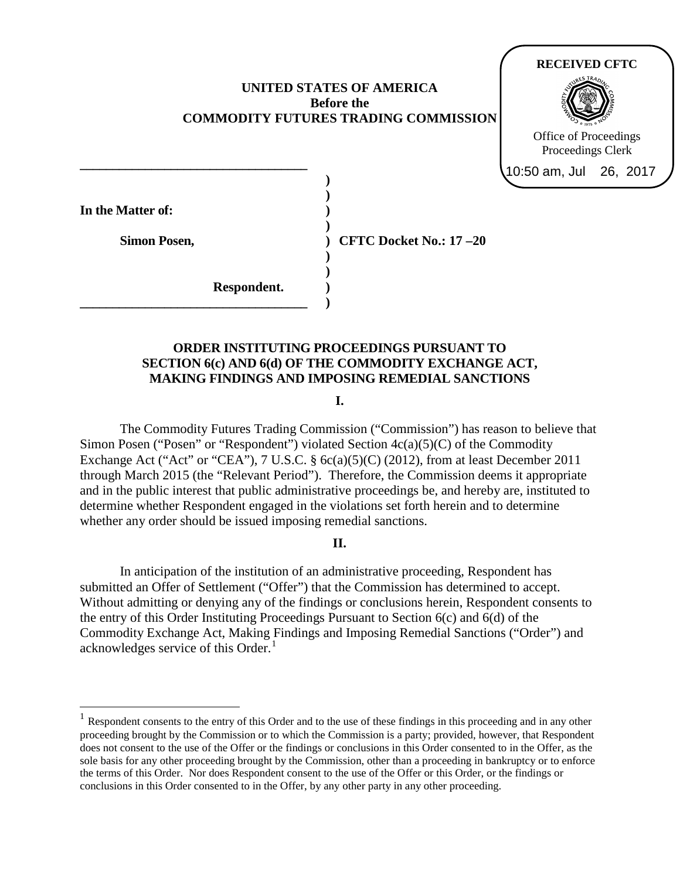RECEIVED CFTC

Office of Proceedings
Proceedings Clerk

10:50 am, Jul 26, 2017

**UNITED STATES OF AMERICA**
**Before the**
**COMMODITY FUTURES TRADING COMMISSION**

**In the Matter of:**

**Simon Posen,**

**Respondent.**

**CFTC Docket No.: 17 –20**

# ORDER INSTITUTING PROCEEDINGS PURSUANT TO SECTION 6(c) AND 6(d) OF THE COMMODITY EXCHANGE ACT, MAKING FINDINGS AND IMPOSING REMEDIAL SANCTIONS

## I.

The Commodity Futures Trading Commission ("Commission") has reason to believe that Simon Posen ("Posen" or "Respondent") violated Section 4c(a)(5)(C) of the Commodity Exchange Act ("Act" or "CEA"), 7 U.S.C. § 6c(a)(5)(C) (2012), from at least December 2011 through March 2015 (the "Relevant Period"). Therefore, the Commission deems it appropriate and in the public interest that public administrative proceedings be, and hereby are, instituted to determine whether Respondent engaged in the violations set forth herein and to determine whether any order should be issued imposing remedial sanctions.

## II.

In anticipation of the institution of an administrative proceeding, Respondent has submitted an Offer of Settlement ("Offer") that the Commission has determined to accept. Without admitting or denying any of the findings or conclusions herein, Respondent consents to the entry of this Order Instituting Proceedings Pursuant to Section 6(c) and 6(d) of the Commodity Exchange Act, Making Findings and Imposing Remedial Sanctions ("Order") and acknowledges service of this Order.[1]

[1] Respondent consents to the entry of this Order and to the use of these findings in this proceeding and in any other proceeding brought by the Commission or to which the Commission is a party; provided, however, that Respondent does not consent to the use of the Offer or the findings or conclusions in this Order consented to in the Offer, as the sole basis for any other proceeding brought by the Commission, other than a proceeding in bankruptcy or to enforce the terms of this Order. Nor does Respondent consent to the use of the Offer or this Order, or the findings or conclusions in this Order consented to in the Offer, by any other party in any other proceeding.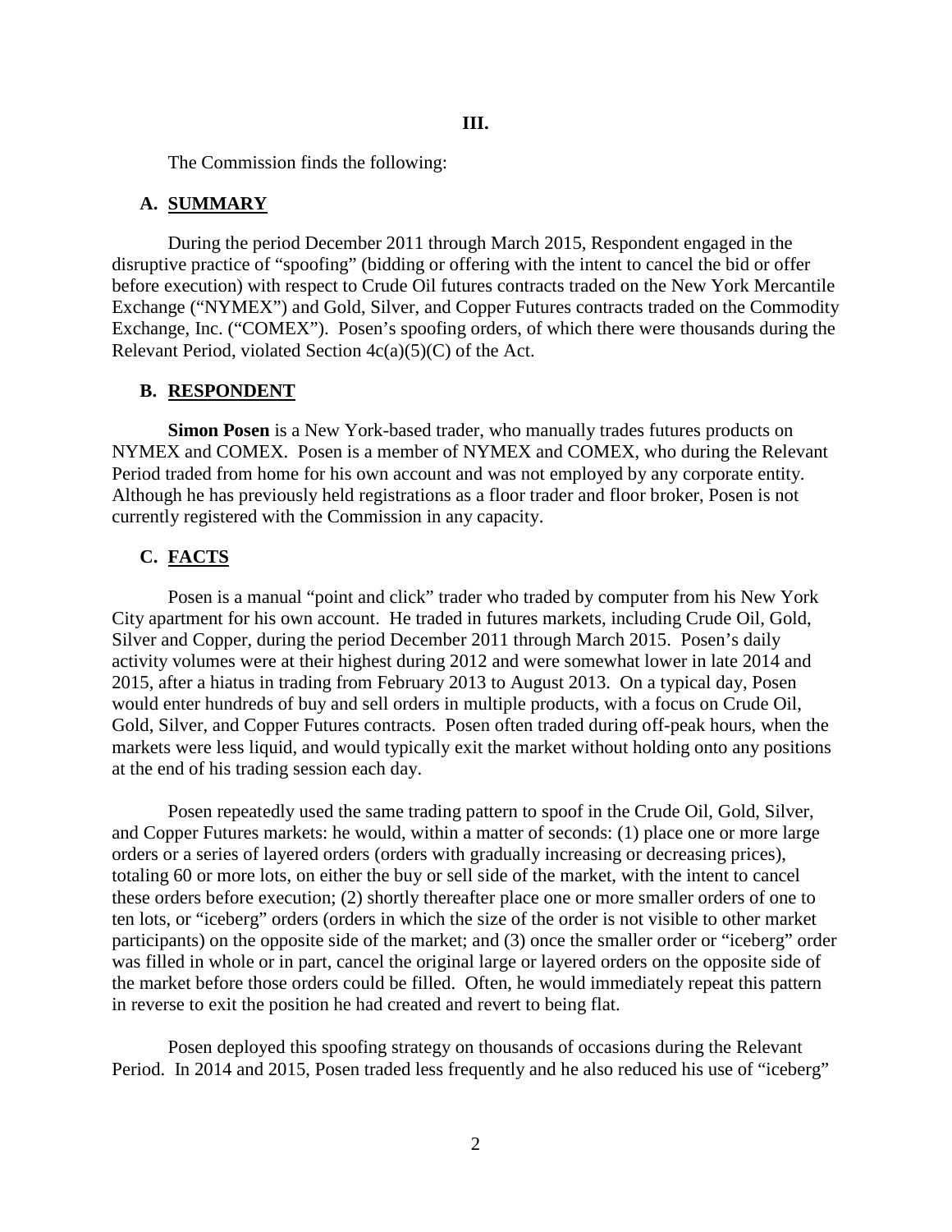## III.

The Commission finds the following:

### A. SUMMARY

During the period December 2011 through March 2015, Respondent engaged in the disruptive practice of "spoofing" (bidding or offering with the intent to cancel the bid or offer before execution) with respect to Crude Oil futures contracts traded on the New York Mercantile Exchange ("NYMEX") and Gold, Silver, and Copper Futures contracts traded on the Commodity Exchange, Inc. ("COMEX"). Posen's spoofing orders, of which there were thousands during the Relevant Period, violated Section 4c(a)(5)(C) of the Act.

### B. RESPONDENT

**Simon Posen** is a New York-based trader, who manually trades futures products on NYMEX and COMEX. Posen is a member of NYMEX and COMEX, who during the Relevant Period traded from home for his own account and was not employed by any corporate entity. Although he has previously held registrations as a floor trader and floor broker, Posen is not currently registered with the Commission in any capacity.

### C. FACTS

Posen is a manual "point and click" trader who traded by computer from his New York City apartment for his own account. He traded in futures markets, including Crude Oil, Gold, Silver and Copper, during the period December 2011 through March 2015. Posen's daily activity volumes were at their highest during 2012 and were somewhat lower in late 2014 and 2015, after a hiatus in trading from February 2013 to August 2013. On a typical day, Posen would enter hundreds of buy and sell orders in multiple products, with a focus on Crude Oil, Gold, Silver, and Copper Futures contracts. Posen often traded during off-peak hours, when the markets were less liquid, and would typically exit the market without holding onto any positions at the end of his trading session each day.

Posen repeatedly used the same trading pattern to spoof in the Crude Oil, Gold, Silver, and Copper Futures markets: he would, within a matter of seconds: (1) place one or more large orders or a series of layered orders (orders with gradually increasing or decreasing prices), totaling 60 or more lots, on either the buy or sell side of the market, with the intent to cancel these orders before execution; (2) shortly thereafter place one or more smaller orders of one to ten lots, or "iceberg" orders (orders in which the size of the order is not visible to other market participants) on the opposite side of the market; and (3) once the smaller order or "iceberg" order was filled in whole or in part, cancel the original large or layered orders on the opposite side of the market before those orders could be filled. Often, he would immediately repeat this pattern in reverse to exit the position he had created and revert to being flat.

Posen deployed this spoofing strategy on thousands of occasions during the Relevant Period. In 2014 and 2015, Posen traded less frequently and he also reduced his use of "iceberg"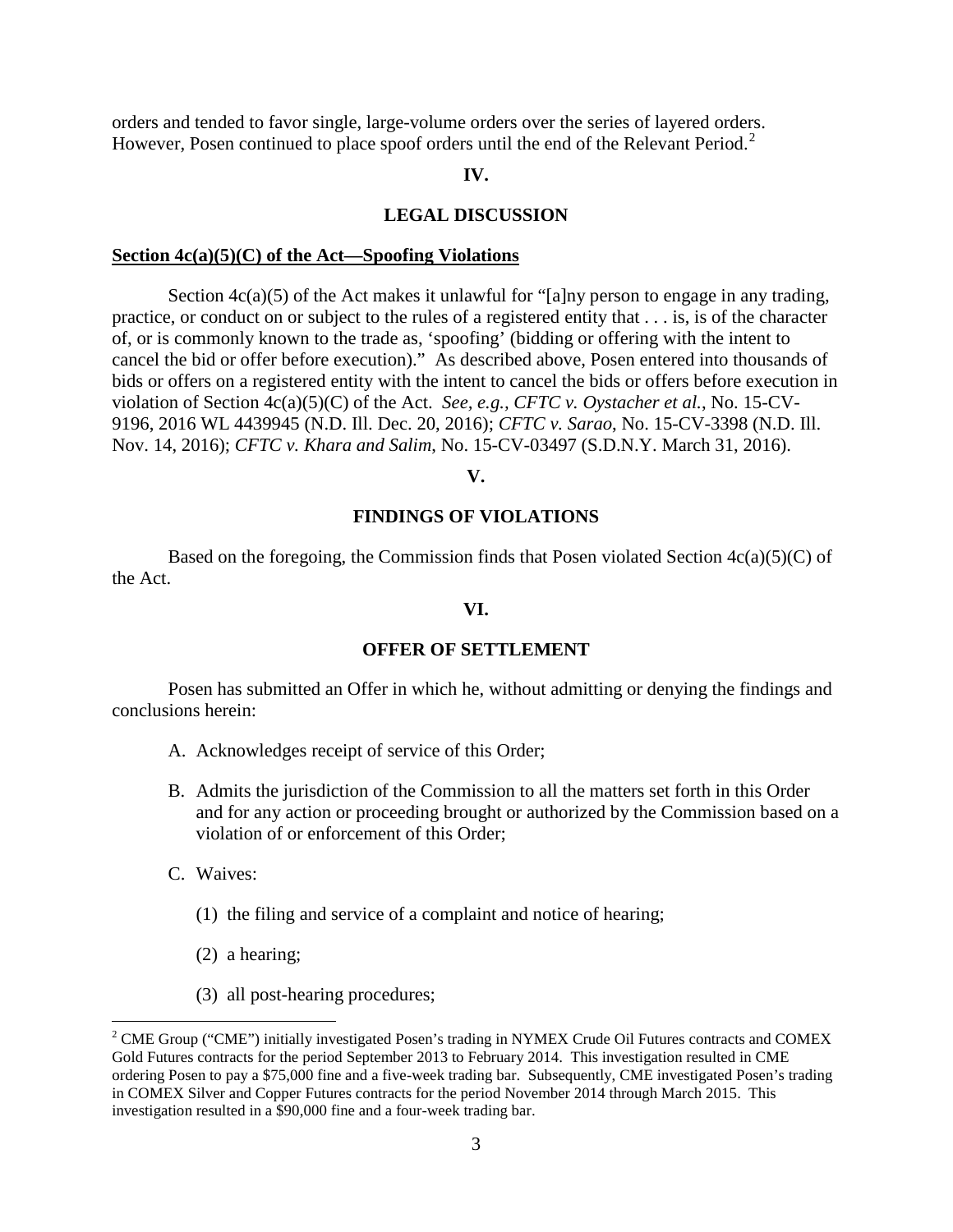orders and tended to favor single, large-volume orders over the series of layered orders. However, Posen continued to place spoof orders until the end of the Relevant Period.[2]

## IV.

## LEGAL DISCUSSION

**Section 4c(a)(5)(C) of the Act—Spoofing Violations**

Section 4c(a)(5) of the Act makes it unlawful for "[a]ny person to engage in any trading, practice, or conduct on or subject to the rules of a registered entity that . . . is, is of the character of, or is commonly known to the trade as, 'spoofing' (bidding or offering with the intent to cancel the bid or offer before execution)." As described above, Posen entered into thousands of bids or offers on a registered entity with the intent to cancel the bids or offers before execution in violation of Section 4c(a)(5)(C) of the Act. *See, e.g.*, *CFTC v. Oystacher et al.*, No. 15-CV-9196, 2016 WL 4439945 (N.D. Ill. Dec. 20, 2016); *CFTC v. Sarao*, No. 15-CV-3398 (N.D. Ill. Nov. 14, 2016); *CFTC v. Khara and Salim*, No. 15-CV-03497 (S.D.N.Y. March 31, 2016).

## V.

## FINDINGS OF VIOLATIONS

Based on the foregoing, the Commission finds that Posen violated Section 4c(a)(5)(C) of the Act.

## VI.

## OFFER OF SETTLEMENT

Posen has submitted an Offer in which he, without admitting or denying the findings and conclusions herein:

A. Acknowledges receipt of service of this Order;

B. Admits the jurisdiction of the Commission to all the matters set forth in this Order and for any action or proceeding brought or authorized by the Commission based on a violation of or enforcement of this Order;

C. Waives:

   (1) the filing and service of a complaint and notice of hearing;

   (2) a hearing;

   (3) all post-hearing procedures;

---

[2] CME Group ("CME") initially investigated Posen's trading in NYMEX Crude Oil Futures contracts and COMEX Gold Futures contracts for the period September 2013 to February 2014. This investigation resulted in CME ordering Posen to pay a $75,000 fine and a five-week trading bar. Subsequently, CME investigated Posen's trading in COMEX Silver and Copper Futures contracts for the period November 2014 through March 2015. This investigation resulted in a $90,000 fine and a four-week trading bar.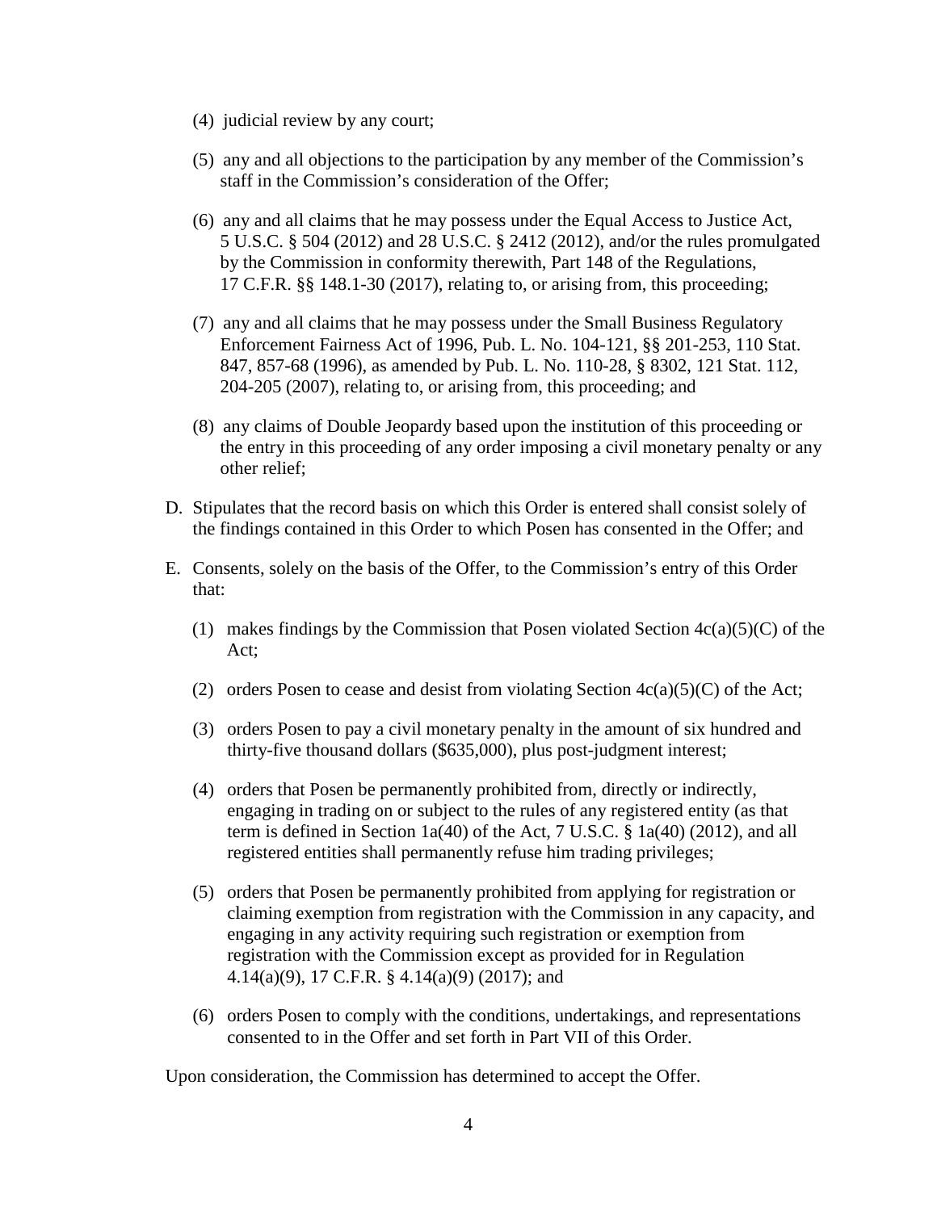(4) judicial review by any court;

(5) any and all objections to the participation by any member of the Commission's staff in the Commission's consideration of the Offer;

(6) any and all claims that he may possess under the Equal Access to Justice Act, 5 U.S.C. § 504 (2012) and 28 U.S.C. § 2412 (2012), and/or the rules promulgated by the Commission in conformity therewith, Part 148 of the Regulations, 17 C.F.R. §§ 148.1-30 (2017), relating to, or arising from, this proceeding;

(7) any and all claims that he may possess under the Small Business Regulatory Enforcement Fairness Act of 1996, Pub. L. No. 104-121, §§ 201-253, 110 Stat. 847, 857-68 (1996), as amended by Pub. L. No. 110-28, § 8302, 121 Stat. 112, 204-205 (2007), relating to, or arising from, this proceeding; and

(8) any claims of Double Jeopardy based upon the institution of this proceeding or the entry in this proceeding of any order imposing a civil monetary penalty or any other relief;

D. Stipulates that the record basis on which this Order is entered shall consist solely of the findings contained in this Order to which Posen has consented in the Offer; and

E. Consents, solely on the basis of the Offer, to the Commission's entry of this Order that:

(1) makes findings by the Commission that Posen violated Section 4c(a)(5)(C) of the Act;

(2) orders Posen to cease and desist from violating Section 4c(a)(5)(C) of the Act;

(3) orders Posen to pay a civil monetary penalty in the amount of six hundred and thirty-five thousand dollars ($635,000), plus post-judgment interest;

(4) orders that Posen be permanently prohibited from, directly or indirectly, engaging in trading on or subject to the rules of any registered entity (as that term is defined in Section 1a(40) of the Act, 7 U.S.C. § 1a(40) (2012), and all registered entities shall permanently refuse him trading privileges;

(5) orders that Posen be permanently prohibited from applying for registration or claiming exemption from registration with the Commission in any capacity, and engaging in any activity requiring such registration or exemption from registration with the Commission except as provided for in Regulation 4.14(a)(9), 17 C.F.R. § 4.14(a)(9) (2017); and

(6) orders Posen to comply with the conditions, undertakings, and representations consented to in the Offer and set forth in Part VII of this Order.

Upon consideration, the Commission has determined to accept the Offer.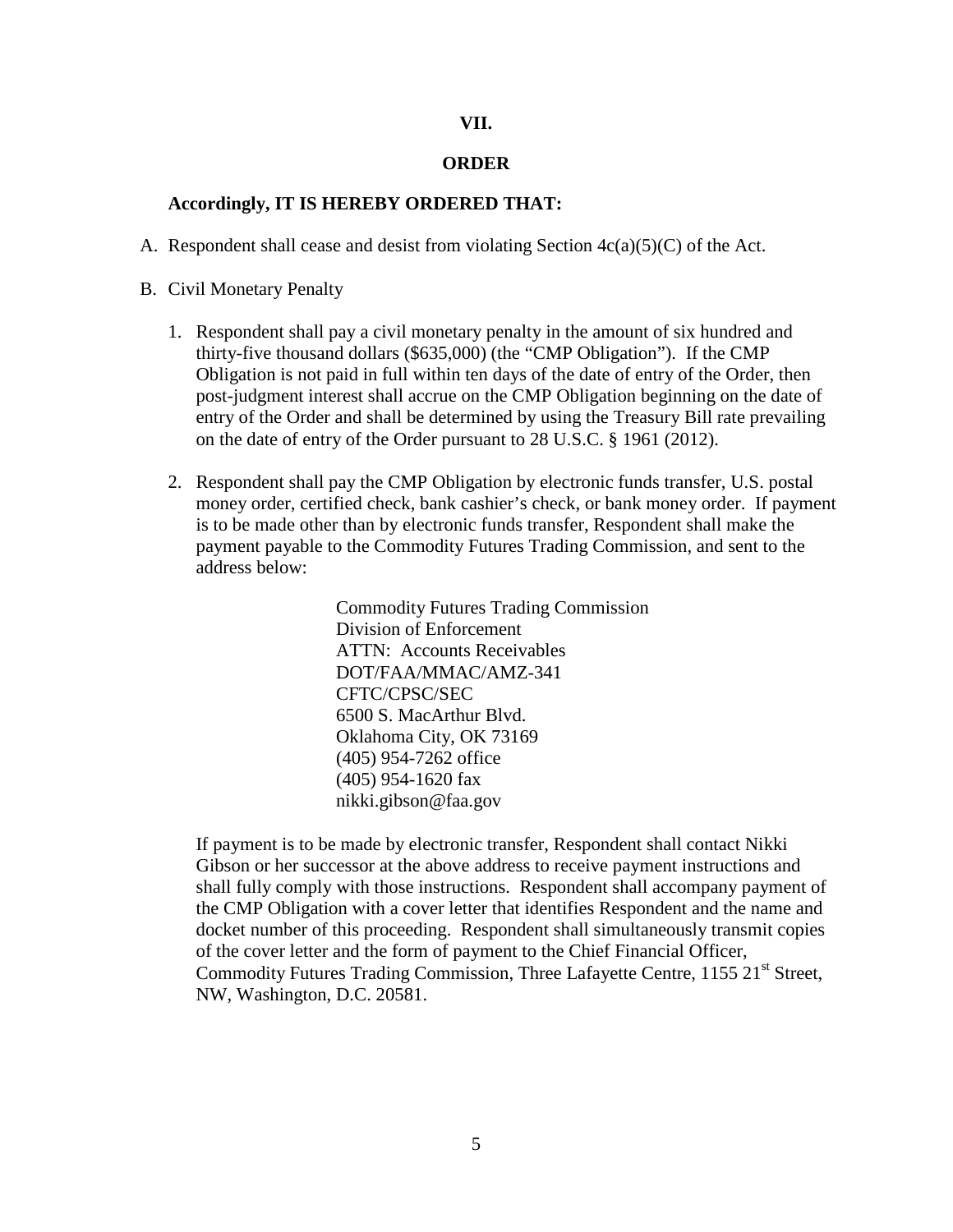## VII.

## ORDER

**Accordingly, IT IS HEREBY ORDERED THAT:**

A. Respondent shall cease and desist from violating Section 4c(a)(5)(C) of the Act.

B. Civil Monetary Penalty

1. Respondent shall pay a civil monetary penalty in the amount of six hundred and thirty-five thousand dollars ($635,000) (the "CMP Obligation"). If the CMP Obligation is not paid in full within ten days of the date of entry of the Order, then post-judgment interest shall accrue on the CMP Obligation beginning on the date of entry of the Order and shall be determined by using the Treasury Bill rate prevailing on the date of entry of the Order pursuant to 28 U.S.C. § 1961 (2012).

2. Respondent shall pay the CMP Obligation by electronic funds transfer, U.S. postal money order, certified check, bank cashier's check, or bank money order. If payment is to be made other than by electronic funds transfer, Respondent shall make the payment payable to the Commodity Futures Trading Commission, and sent to the address below:

   Commodity Futures Trading Commission
   Division of Enforcement
   ATTN: Accounts Receivables
   DOT/FAA/MMAC/AMZ-341
   CFTC/CPSC/SEC
   6500 S. MacArthur Blvd.
   Oklahoma City, OK 73169
   (405) 954-7262 office
   (405) 954-1620 fax
   nikki.gibson@faa.gov

   If payment is to be made by electronic transfer, Respondent shall contact Nikki Gibson or her successor at the above address to receive payment instructions and shall fully comply with those instructions. Respondent shall accompany payment of the CMP Obligation with a cover letter that identifies Respondent and the name and docket number of this proceeding. Respondent shall simultaneously transmit copies of the cover letter and the form of payment to the Chief Financial Officer, Commodity Futures Trading Commission, Three Lafayette Centre, 1155 21st Street, NW, Washington, D.C. 20581.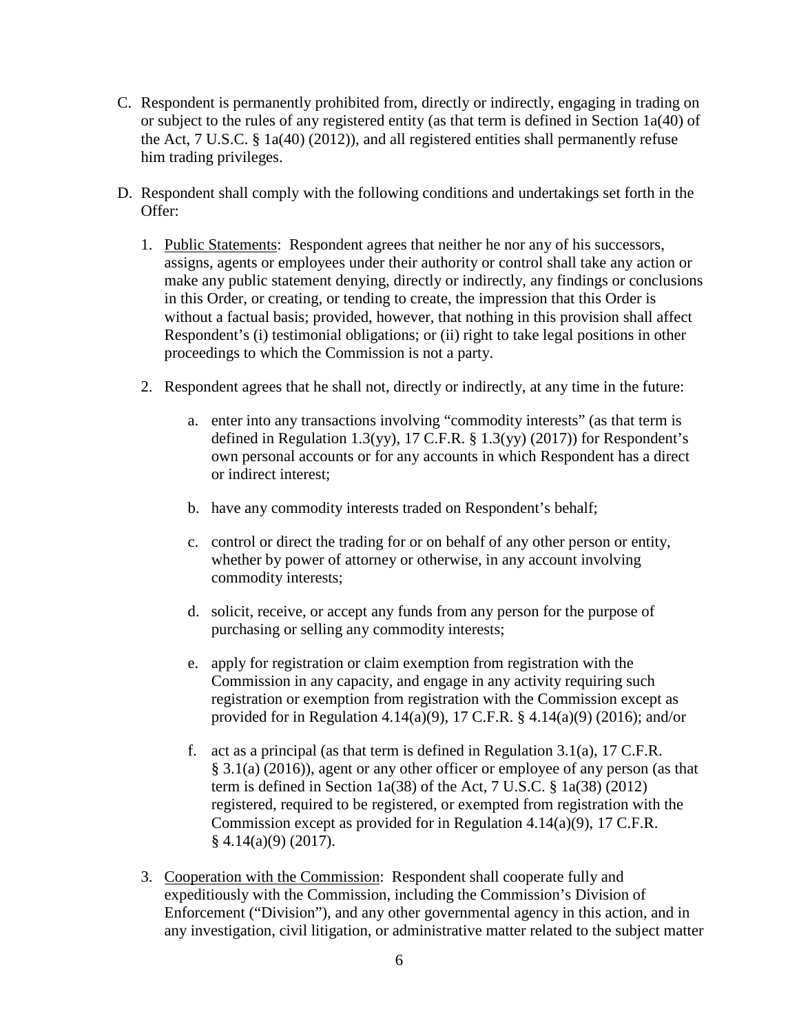C. Respondent is permanently prohibited from, directly or indirectly, engaging in trading on or subject to the rules of any registered entity (as that term is defined in Section 1a(40) of the Act, 7 U.S.C. § 1a(40) (2012)), and all registered entities shall permanently refuse him trading privileges.

D. Respondent shall comply with the following conditions and undertakings set forth in the Offer:

   1. Public Statements: Respondent agrees that neither he nor any of his successors, assigns, agents or employees under their authority or control shall take any action or make any public statement denying, directly or indirectly, any findings or conclusions in this Order, or creating, or tending to create, the impression that this Order is without a factual basis; provided, however, that nothing in this provision shall affect Respondent's (i) testimonial obligations; or (ii) right to take legal positions in other proceedings to which the Commission is not a party.

   2. Respondent agrees that he shall not, directly or indirectly, at any time in the future:

      a. enter into any transactions involving "commodity interests" (as that term is defined in Regulation 1.3(yy), 17 C.F.R. § 1.3(yy) (2017)) for Respondent's own personal accounts or for any accounts in which Respondent has a direct or indirect interest;

      b. have any commodity interests traded on Respondent's behalf;

      c. control or direct the trading for or on behalf of any other person or entity, whether by power of attorney or otherwise, in any account involving commodity interests;

      d. solicit, receive, or accept any funds from any person for the purpose of purchasing or selling any commodity interests;

      e. apply for registration or claim exemption from registration with the Commission in any capacity, and engage in any activity requiring such registration or exemption from registration with the Commission except as provided for in Regulation 4.14(a)(9), 17 C.F.R. § 4.14(a)(9) (2016); and/or

      f. act as a principal (as that term is defined in Regulation 3.1(a), 17 C.F.R. § 3.1(a) (2016)), agent or any other officer or employee of any person (as that term is defined in Section 1a(38) of the Act, 7 U.S.C. § 1a(38) (2012) registered, required to be registered, or exempted from registration with the Commission except as provided for in Regulation 4.14(a)(9), 17 C.F.R. § 4.14(a)(9) (2017).

   3. Cooperation with the Commission: Respondent shall cooperate fully and expeditiously with the Commission, including the Commission's Division of Enforcement ("Division"), and any other governmental agency in this action, and in any investigation, civil litigation, or administrative matter related to the subject matter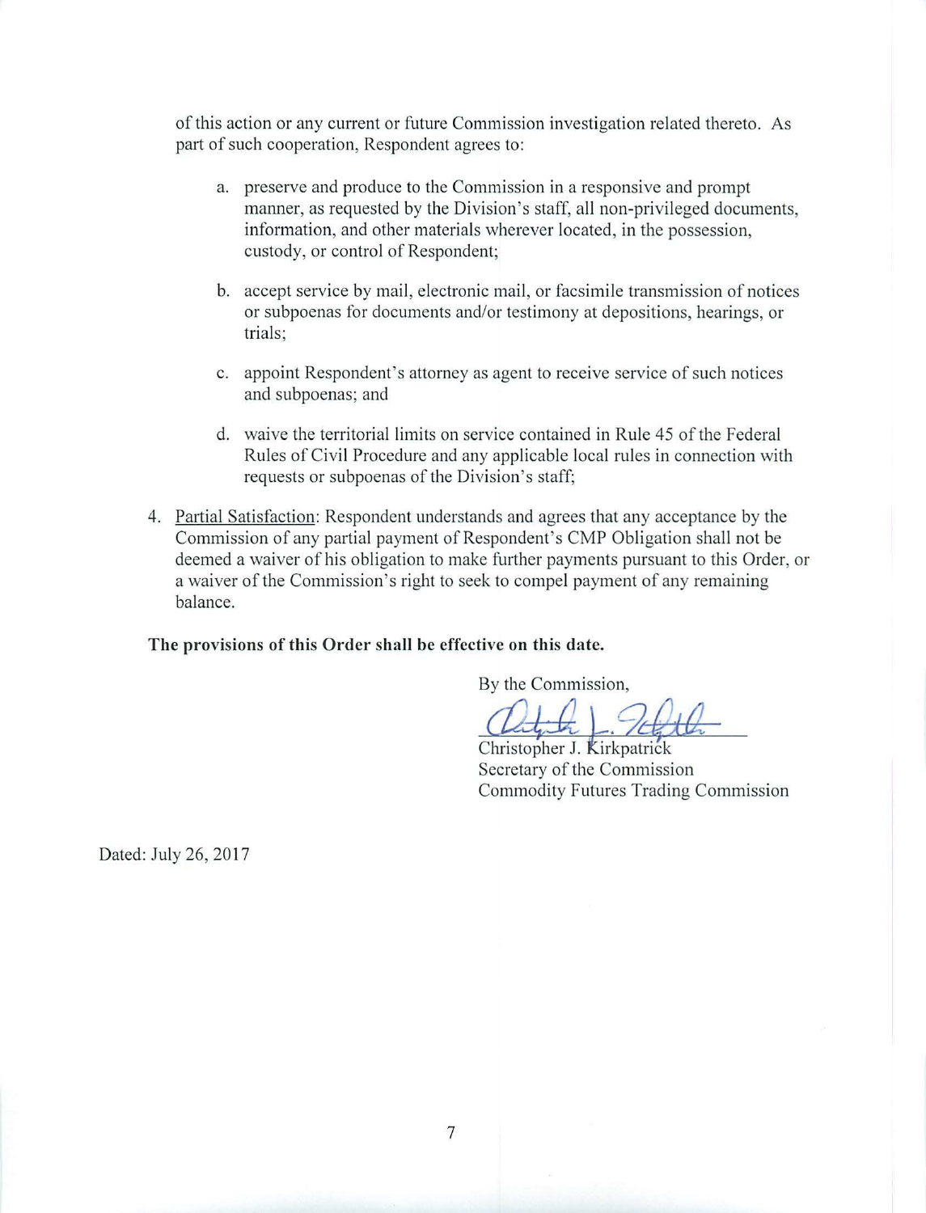of this action or any current or future Commission investigation related thereto. As part of such cooperation, Respondent agrees to:

a. preserve and produce to the Commission in a responsive and prompt manner, as requested by the Division's staff, all non-privileged documents, information, and other materials wherever located, in the possession, custody, or control of Respondent;

b. accept service by mail, electronic mail, or facsimile transmission of notices or subpoenas for documents and/or testimony at depositions, hearings, or trials;

c. appoint Respondent's attorney as agent to receive service of such notices and subpoenas; and

d. waive the territorial limits on service contained in Rule 45 of the Federal Rules of Civil Procedure and any applicable local rules in connection with requests or subpoenas of the Division's staff;

4. Partial Satisfaction: Respondent understands and agrees that any acceptance by the Commission of any partial payment of Respondent's CMP Obligation shall not be deemed a waiver of his obligation to make further payments pursuant to this Order, or a waiver of the Commission's right to seek to compel payment of any remaining balance.

**The provisions of this Order shall be effective on this date.**

By the Commission,

Christopher J. Kirkpatrick
Secretary of the Commission
Commodity Futures Trading Commission

Dated: July 26, 2017